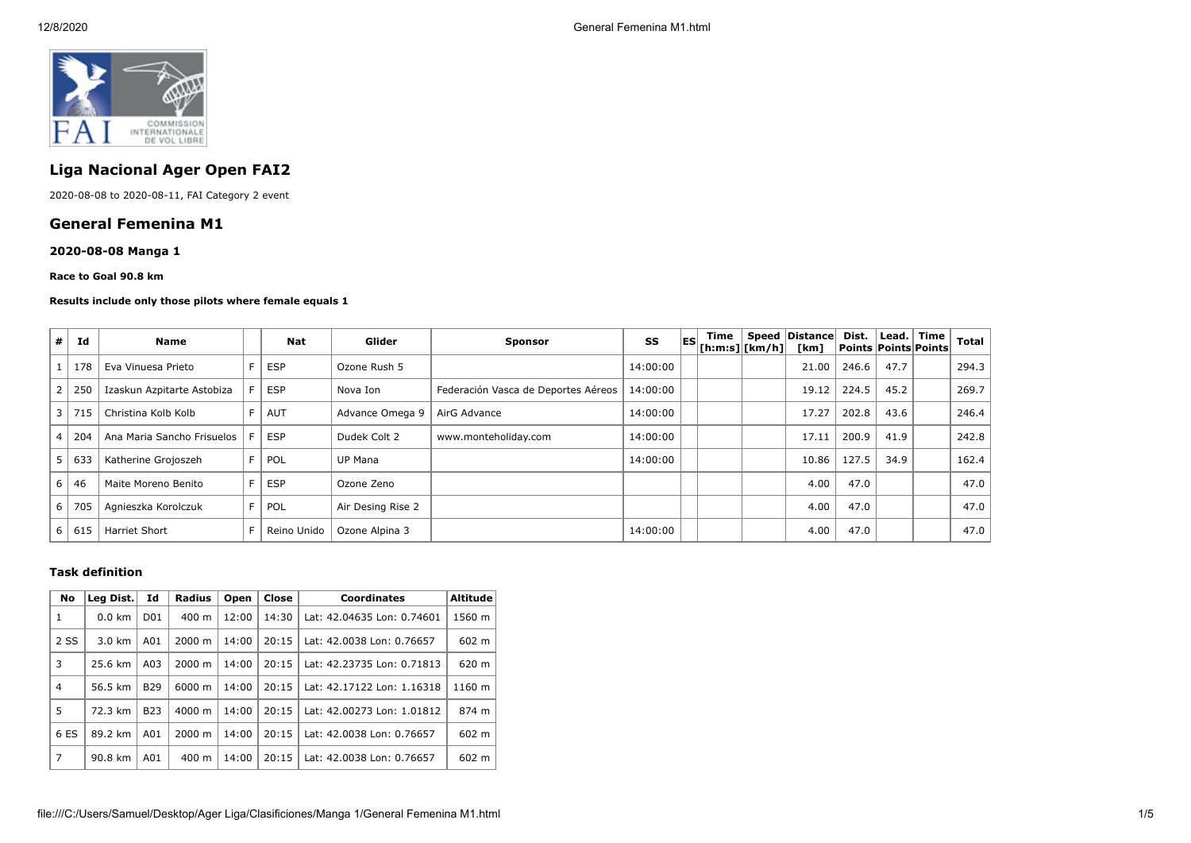# Liga Nacional Ager Open FAI2

2020-08-08 to 2020-08-11, FAI Category 2 event

## General Femenina M1

### 2020-08-08 Manga 1

#### Race to Goal 90.8 km

#### Results include only those pilots where female equals 1

| # | Id | Name | | Nat | Glider | Sponsor | SS | ES | Time [h:m:s] | Speed [km/h] | Distance [km] | Dist. Points | Lead. Points | Time Points | Total |
|---|---|---|---|---|---|---|---|---|---|---|---|---|---|---|---|
| 1 | 178 | Eva Vinuesa Prieto | F | ESP | Ozone Rush 5 | | 14:00:00 | | | | 21.00 | 246.6 | 47.7 | | 294.3 |
| 2 | 250 | Izaskun Azpitarte Astobiza | F | ESP | Nova Ion | Federación Vasca de Deportes Aéreos | 14:00:00 | | | | 19.12 | 224.5 | 45.2 | | 269.7 |
| 3 | 715 | Christina Kolb Kolb | F | AUT | Advance Omega 9 | AirG Advance | 14:00:00 | | | | 17.27 | 202.8 | 43.6 | | 246.4 |
| 4 | 204 | Ana Maria Sancho Frisuelos | F | ESP | Dudek Colt 2 | www.monteholiday.com | 14:00:00 | | | | 17.11 | 200.9 | 41.9 | | 242.8 |
| 5 | 633 | Katherine Grojoszeh | F | POL | UP Mana | | 14:00:00 | | | | 10.86 | 127.5 | 34.9 | | 162.4 |
| 6 | 46 | Maite Moreno Benito | F | ESP | Ozone Zeno | | | | | | 4.00 | 47.0 | | | 47.0 |
| 6 | 705 | Agnieszka Korolczuk | F | POL | Air Desing Rise 2 | | | | | | 4.00 | 47.0 | | | 47.0 |
| 6 | 615 | Harriet Short | F | Reino Unido | Ozone Alpina 3 | | 14:00:00 | | | | 4.00 | 47.0 | | | 47.0 |

### Task definition

| No | Leg Dist. | Id | Radius | Open | Close | Coordinates | Altitude |
|---|---|---|---|---|---|---|---|
| 1 | 0.0 km | D01 | 400 m | 12:00 | 14:30 | Lat: 42.04635 Lon: 0.74601 | 1560 m |
| 2 SS | 3.0 km | A01 | 2000 m | 14:00 | 20:15 | Lat: 42.0038 Lon: 0.76657 | 602 m |
| 3 | 25.6 km | A03 | 2000 m | 14:00 | 20:15 | Lat: 42.23735 Lon: 0.71813 | 620 m |
| 4 | 56.5 km | B29 | 6000 m | 14:00 | 20:15 | Lat: 42.17122 Lon: 1.16318 | 1160 m |
| 5 | 72.3 km | B23 | 4000 m | 14:00 | 20:15 | Lat: 42.00273 Lon: 1.01812 | 874 m |
| 6 ES | 89.2 km | A01 | 2000 m | 14:00 | 20:15 | Lat: 42.0038 Lon: 0.76657 | 602 m |
| 7 | 90.8 km | A01 | 400 m | 14:00 | 20:15 | Lat: 42.0038 Lon: 0.76657 | 602 m |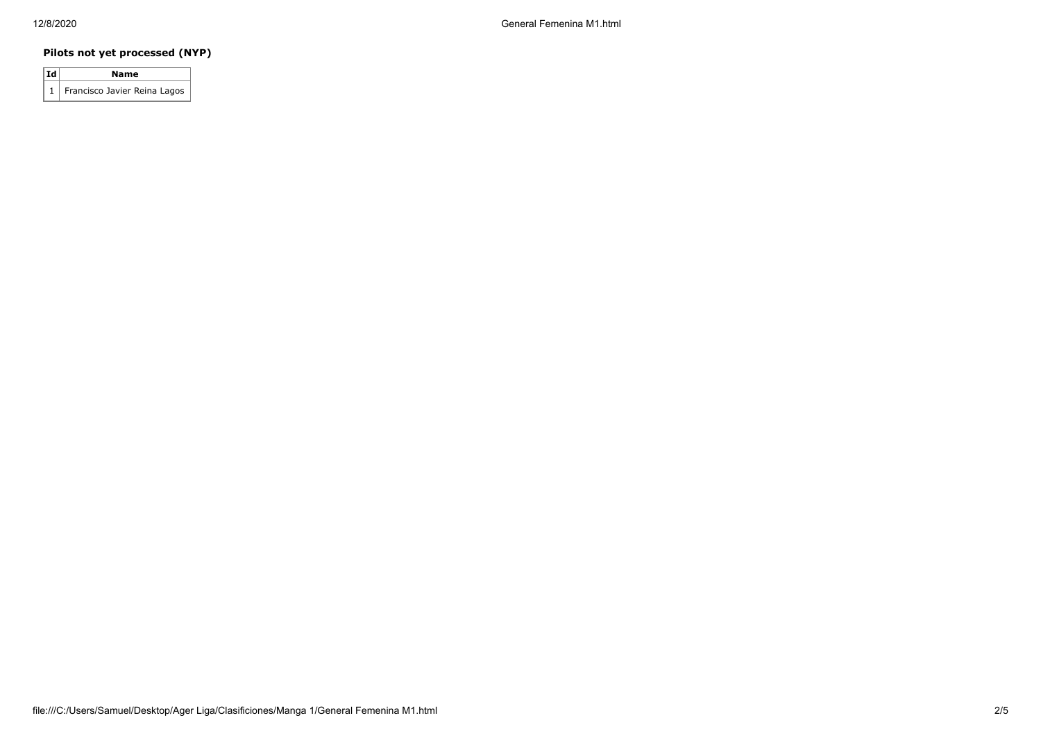### Pilots not yet processed (NYP)

| Id | Name |
|---|---|
| 1 | Francisco Javier Reina Lagos |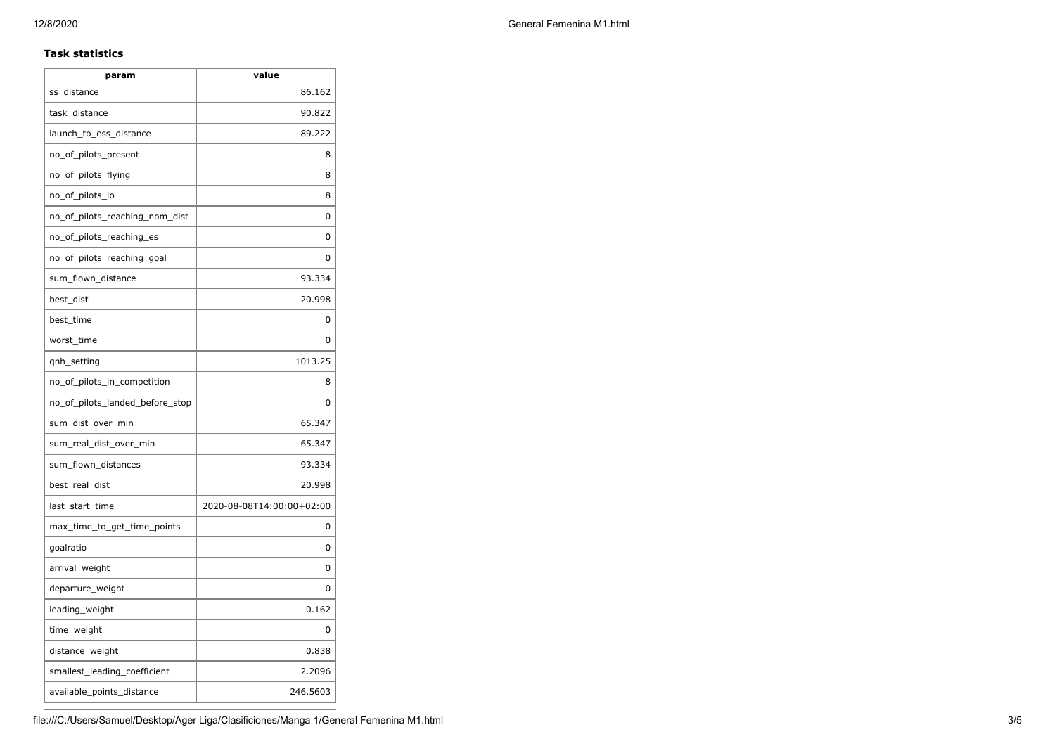**Task statistics**

| param | value |
| --- | --- |
| ss_distance | 86.162 |
| task_distance | 90.822 |
| launch_to_ess_distance | 89.222 |
| no_of_pilots_present | 8 |
| no_of_pilots_flying | 8 |
| no_of_pilots_lo | 8 |
| no_of_pilots_reaching_nom_dist | 0 |
| no_of_pilots_reaching_es | 0 |
| no_of_pilots_reaching_goal | 0 |
| sum_flown_distance | 93.334 |
| best_dist | 20.998 |
| best_time | 0 |
| worst_time | 0 |
| qnh_setting | 1013.25 |
| no_of_pilots_in_competition | 8 |
| no_of_pilots_landed_before_stop | 0 |
| sum_dist_over_min | 65.347 |
| sum_real_dist_over_min | 65.347 |
| sum_flown_distances | 93.334 |
| best_real_dist | 20.998 |
| last_start_time | 2020-08-08T14:00:00+02:00 |
| max_time_to_get_time_points | 0 |
| goalratio | 0 |
| arrival_weight | 0 |
| departure_weight | 0 |
| leading_weight | 0.162 |
| time_weight | 0 |
| distance_weight | 0.838 |
| smallest_leading_coefficient | 2.2096 |
| available_points_distance | 246.5603 |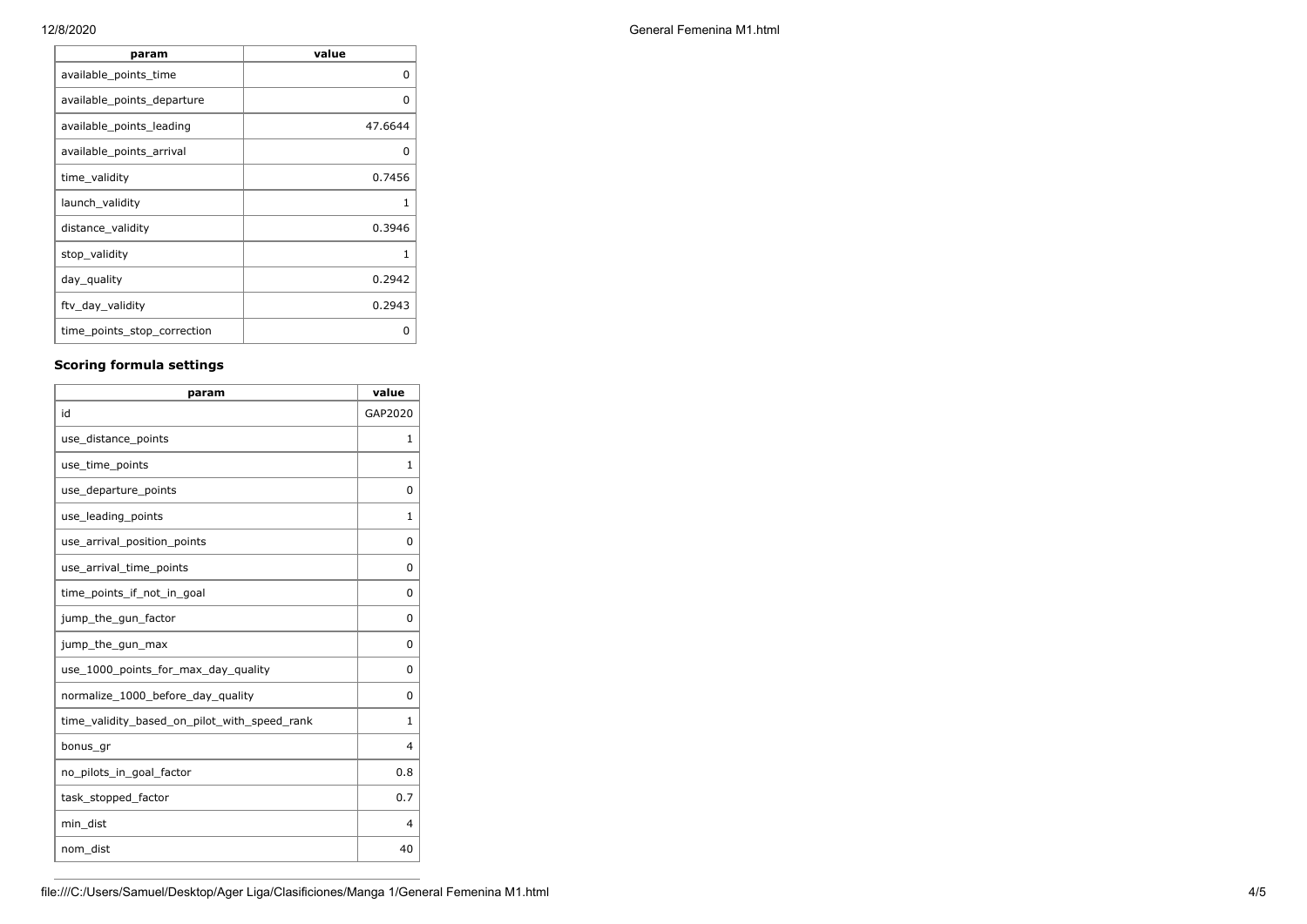| param | value |
| --- | --- |
| available_points_time | 0 |
| available_points_departure | 0 |
| available_points_leading | 47.6644 |
| available_points_arrival | 0 |
| time_validity | 0.7456 |
| launch_validity | 1 |
| distance_validity | 0.3946 |
| stop_validity | 1 |
| day_quality | 0.2942 |
| ftv_day_validity | 0.2943 |
| time_points_stop_correction | 0 |

### Scoring formula settings

| param | value |
| --- | --- |
| id | GAP2020 |
| use_distance_points | 1 |
| use_time_points | 1 |
| use_departure_points | 0 |
| use_leading_points | 1 |
| use_arrival_position_points | 0 |
| use_arrival_time_points | 0 |
| time_points_if_not_in_goal | 0 |
| jump_the_gun_factor | 0 |
| jump_the_gun_max | 0 |
| use_1000_points_for_max_day_quality | 0 |
| normalize_1000_before_day_quality | 0 |
| time_validity_based_on_pilot_with_speed_rank | 1 |
| bonus_gr | 4 |
| no_pilots_in_goal_factor | 0.8 |
| task_stopped_factor | 0.7 |
| min_dist | 4 |
| nom_dist | 40 |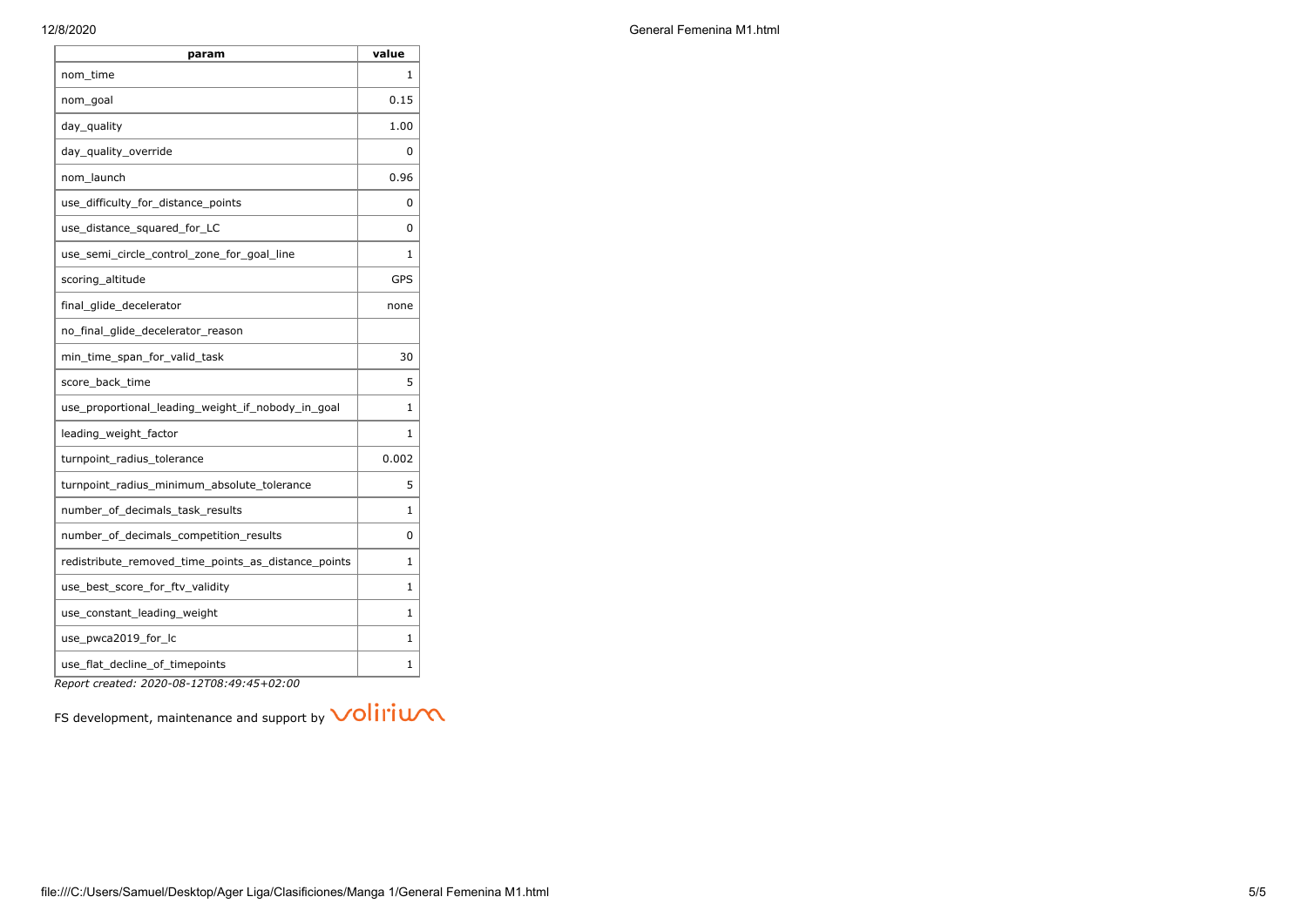| param | value |
| --- | --- |
| nom_time | 1 |
| nom_goal | 0.15 |
| day_quality | 1.00 |
| day_quality_override | 0 |
| nom_launch | 0.96 |
| use_difficulty_for_distance_points | 0 |
| use_distance_squared_for_LC | 0 |
| use_semi_circle_control_zone_for_goal_line | 1 |
| scoring_altitude | GPS |
| final_glide_decelerator | none |
| no_final_glide_decelerator_reason | |
| min_time_span_for_valid_task | 30 |
| score_back_time | 5 |
| use_proportional_leading_weight_if_nobody_in_goal | 1 |
| leading_weight_factor | 1 |
| turnpoint_radius_tolerance | 0.002 |
| turnpoint_radius_minimum_absolute_tolerance | 5 |
| number_of_decimals_task_results | 1 |
| number_of_decimals_competition_results | 0 |
| redistribute_removed_time_points_as_distance_points | 1 |
| use_best_score_for_ftv_validity | 1 |
| use_constant_leading_weight | 1 |
| use_pwca2019_for_lc | 1 |
| use_flat_decline_of_timepoints | 1 |

*Report created: 2020-08-12T08:49:45+02:00*

FS development, maintenance and support by volirium